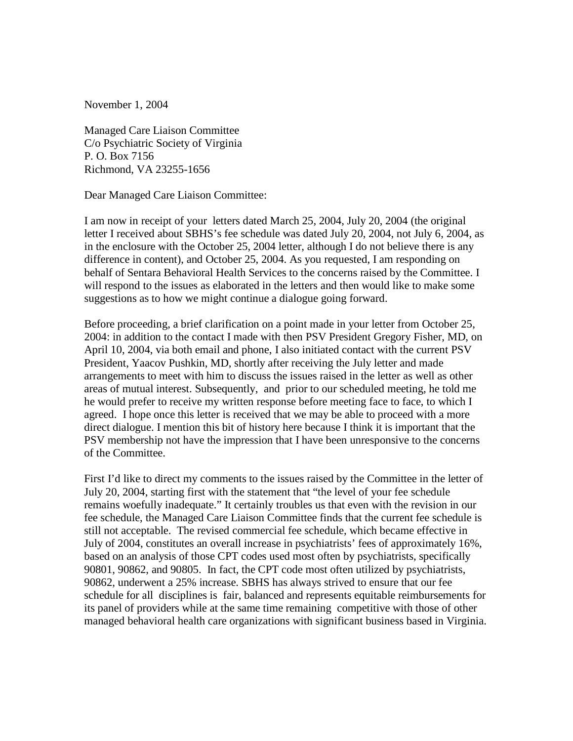November 1, 2004

Managed Care Liaison Committee
C/o Psychiatric Society of Virginia
P. O. Box 7156
Richmond, VA 23255-1656

Dear Managed Care Liaison Committee:

I am now in receipt of your letters dated March 25, 2004, July 20, 2004 (the original letter I received about SBHS's fee schedule was dated July 20, 2004, not July 6, 2004, as in the enclosure with the October 25, 2004 letter, although I do not believe there is any difference in content), and October 25, 2004. As you requested, I am responding on behalf of Sentara Behavioral Health Services to the concerns raised by the Committee. I will respond to the issues as elaborated in the letters and then would like to make some suggestions as to how we might continue a dialogue going forward.

Before proceeding, a brief clarification on a point made in your letter from October 25, 2004: in addition to the contact I made with then PSV President Gregory Fisher, MD, on April 10, 2004, via both email and phone, I also initiated contact with the current PSV President, Yaacov Pushkin, MD, shortly after receiving the July letter and made arrangements to meet with him to discuss the issues raised in the letter as well as other areas of mutual interest. Subsequently, and prior to our scheduled meeting, he told me he would prefer to receive my written response before meeting face to face, to which I agreed. I hope once this letter is received that we may be able to proceed with a more direct dialogue. I mention this bit of history here because I think it is important that the PSV membership not have the impression that I have been unresponsive to the concerns of the Committee.

First I'd like to direct my comments to the issues raised by the Committee in the letter of July 20, 2004, starting first with the statement that "the level of your fee schedule remains woefully inadequate." It certainly troubles us that even with the revision in our fee schedule, the Managed Care Liaison Committee finds that the current fee schedule is still not acceptable. The revised commercial fee schedule, which became effective in July of 2004, constitutes an overall increase in psychiatrists' fees of approximately 16%, based on an analysis of those CPT codes used most often by psychiatrists, specifically 90801, 90862, and 90805. In fact, the CPT code most often utilized by psychiatrists, 90862, underwent a 25% increase. SBHS has always strived to ensure that our fee schedule for all disciplines is fair, balanced and represents equitable reimbursements for its panel of providers while at the same time remaining competitive with those of other managed behavioral health care organizations with significant business based in Virginia.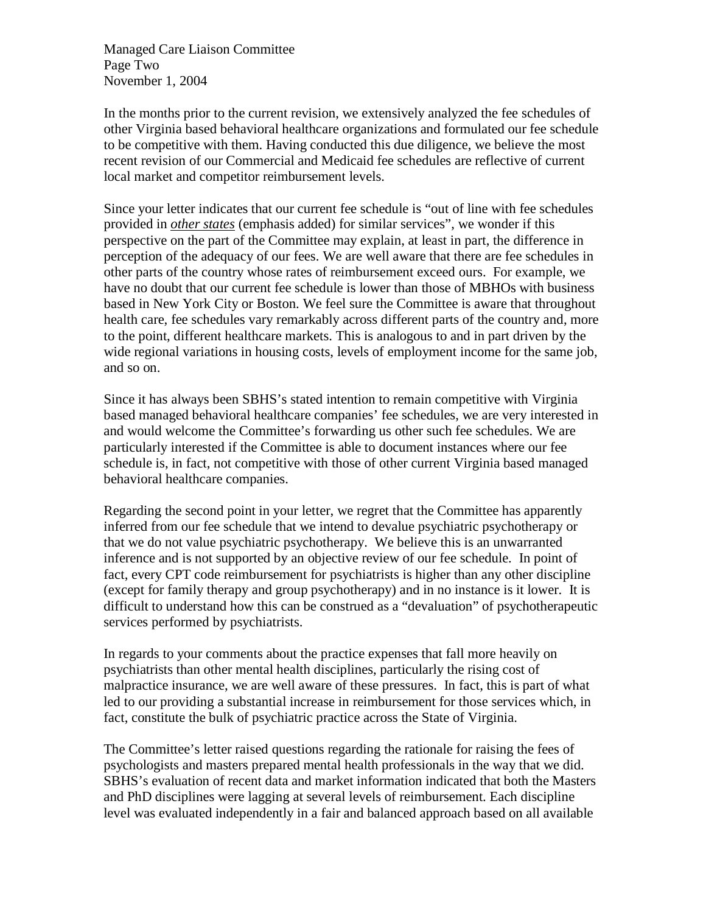In the months prior to the current revision, we extensively analyzed the fee schedules of other Virginia based behavioral healthcare organizations and formulated our fee schedule to be competitive with them. Having conducted this due diligence, we believe the most recent revision of our Commercial and Medicaid fee schedules are reflective of current local market and competitor reimbursement levels.

Since your letter indicates that our current fee schedule is "out of line with fee schedules provided in ***other states*** (emphasis added) for similar services", we wonder if this perspective on the part of the Committee may explain, at least in part, the difference in perception of the adequacy of our fees. We are well aware that there are fee schedules in other parts of the country whose rates of reimbursement exceed ours. For example, we have no doubt that our current fee schedule is lower than those of MBHOs with business based in New York City or Boston. We feel sure the Committee is aware that throughout health care, fee schedules vary remarkably across different parts of the country and, more to the point, different healthcare markets. This is analogous to and in part driven by the wide regional variations in housing costs, levels of employment income for the same job, and so on.

Since it has always been SBHS's stated intention to remain competitive with Virginia based managed behavioral healthcare companies' fee schedules, we are very interested in and would welcome the Committee's forwarding us other such fee schedules. We are particularly interested if the Committee is able to document instances where our fee schedule is, in fact, not competitive with those of other current Virginia based managed behavioral healthcare companies.

Regarding the second point in your letter, we regret that the Committee has apparently inferred from our fee schedule that we intend to devalue psychiatric psychotherapy or that we do not value psychiatric psychotherapy. We believe this is an unwarranted inference and is not supported by an objective review of our fee schedule. In point of fact, every CPT code reimbursement for psychiatrists is higher than any other discipline (except for family therapy and group psychotherapy) and in no instance is it lower. It is difficult to understand how this can be construed as a "devaluation" of psychotherapeutic services performed by psychiatrists.

In regards to your comments about the practice expenses that fall more heavily on psychiatrists than other mental health disciplines, particularly the rising cost of malpractice insurance, we are well aware of these pressures. In fact, this is part of what led to our providing a substantial increase in reimbursement for those services which, in fact, constitute the bulk of psychiatric practice across the State of Virginia.

The Committee's letter raised questions regarding the rationale for raising the fees of psychologists and masters prepared mental health professionals in the way that we did. SBHS's evaluation of recent data and market information indicated that both the Masters and PhD disciplines were lagging at several levels of reimbursement. Each discipline level was evaluated independently in a fair and balanced approach based on all available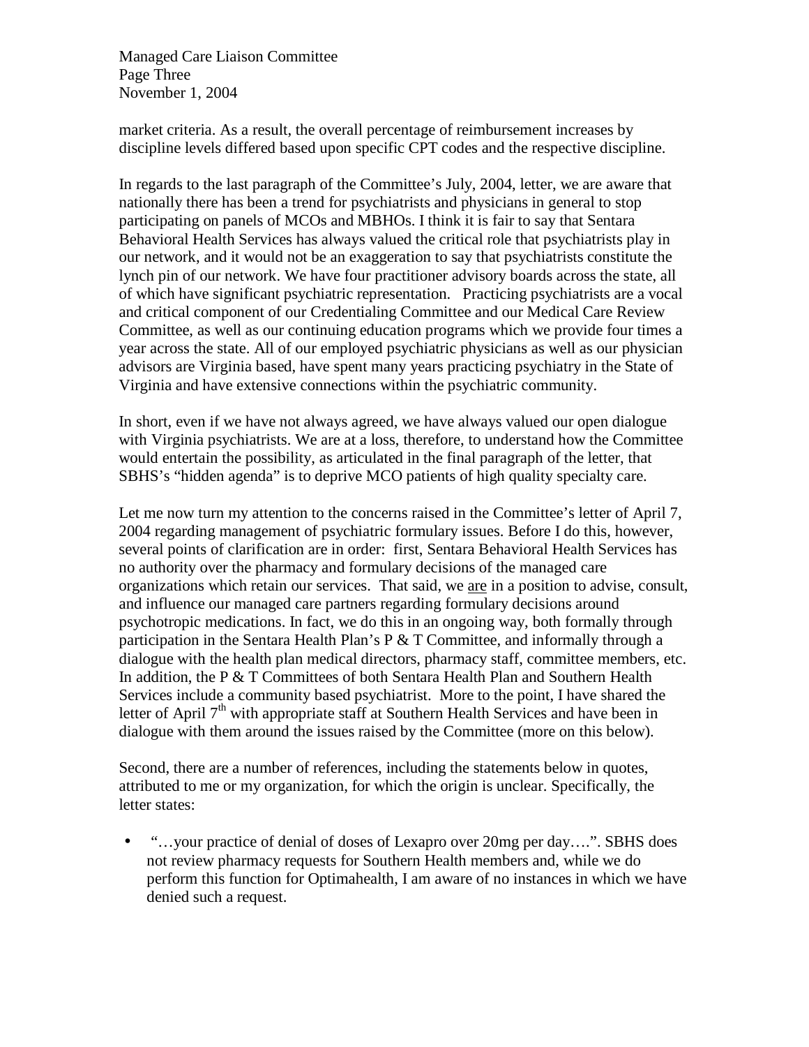market criteria. As a result, the overall percentage of reimbursement increases by discipline levels differed based upon specific CPT codes and the respective discipline.

In regards to the last paragraph of the Committee's July, 2004, letter, we are aware that nationally there has been a trend for psychiatrists and physicians in general to stop participating on panels of MCOs and MBHOs. I think it is fair to say that Sentara Behavioral Health Services has always valued the critical role that psychiatrists play in our network, and it would not be an exaggeration to say that psychiatrists constitute the lynch pin of our network. We have four practitioner advisory boards across the state, all of which have significant psychiatric representation. Practicing psychiatrists are a vocal and critical component of our Credentialing Committee and our Medical Care Review Committee, as well as our continuing education programs which we provide four times a year across the state. All of our employed psychiatric physicians as well as our physician advisors are Virginia based, have spent many years practicing psychiatry in the State of Virginia and have extensive connections within the psychiatric community.

In short, even if we have not always agreed, we have always valued our open dialogue with Virginia psychiatrists. We are at a loss, therefore, to understand how the Committee would entertain the possibility, as articulated in the final paragraph of the letter, that SBHS's "hidden agenda" is to deprive MCO patients of high quality specialty care.

Let me now turn my attention to the concerns raised in the Committee's letter of April 7, 2004 regarding management of psychiatric formulary issues. Before I do this, however, several points of clarification are in order: first, Sentara Behavioral Health Services has no authority over the pharmacy and formulary decisions of the managed care organizations which retain our services. That said, we <u>are</u> in a position to advise, consult, and influence our managed care partners regarding formulary decisions around psychotropic medications. In fact, we do this in an ongoing way, both formally through participation in the Sentara Health Plan's P & T Committee, and informally through a dialogue with the health plan medical directors, pharmacy staff, committee members, etc. In addition, the P & T Committees of both Sentara Health Plan and Southern Health Services include a community based psychiatrist. More to the point, I have shared the letter of April 7th with appropriate staff at Southern Health Services and have been in dialogue with them around the issues raised by the Committee (more on this below).

Second, there are a number of references, including the statements below in quotes, attributed to me or my organization, for which the origin is unclear. Specifically, the letter states:

- "…your practice of denial of doses of Lexapro over 20mg per day….". SBHS does not review pharmacy requests for Southern Health members and, while we do perform this function for Optimahealth, I am aware of no instances in which we have denied such a request.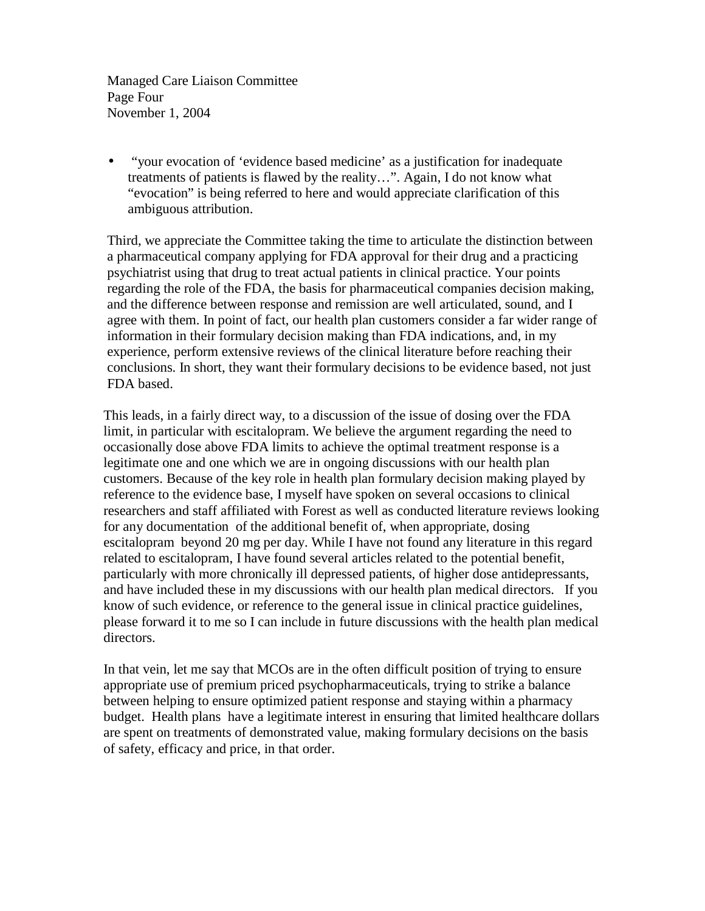- "your evocation of 'evidence based medicine' as a justification for inadequate treatments of patients is flawed by the reality…". Again, I do not know what "evocation" is being referred to here and would appreciate clarification of this ambiguous attribution.

Third, we appreciate the Committee taking the time to articulate the distinction between a pharmaceutical company applying for FDA approval for their drug and a practicing psychiatrist using that drug to treat actual patients in clinical practice. Your points regarding the role of the FDA, the basis for pharmaceutical companies decision making, and the difference between response and remission are well articulated, sound, and I agree with them. In point of fact, our health plan customers consider a far wider range of information in their formulary decision making than FDA indications, and, in my experience, perform extensive reviews of the clinical literature before reaching their conclusions. In short, they want their formulary decisions to be evidence based, not just FDA based.

This leads, in a fairly direct way, to a discussion of the issue of dosing over the FDA limit, in particular with escitalopram. We believe the argument regarding the need to occasionally dose above FDA limits to achieve the optimal treatment response is a legitimate one and one which we are in ongoing discussions with our health plan customers. Because of the key role in health plan formulary decision making played by reference to the evidence base, I myself have spoken on several occasions to clinical researchers and staff affiliated with Forest as well as conducted literature reviews looking for any documentation of the additional benefit of, when appropriate, dosing escitalopram beyond 20 mg per day. While I have not found any literature in this regard related to escitalopram, I have found several articles related to the potential benefit, particularly with more chronically ill depressed patients, of higher dose antidepressants, and have included these in my discussions with our health plan medical directors. If you know of such evidence, or reference to the general issue in clinical practice guidelines, please forward it to me so I can include in future discussions with the health plan medical directors.

In that vein, let me say that MCOs are in the often difficult position of trying to ensure appropriate use of premium priced psychopharmaceuticals, trying to strike a balance between helping to ensure optimized patient response and staying within a pharmacy budget. Health plans have a legitimate interest in ensuring that limited healthcare dollars are spent on treatments of demonstrated value, making formulary decisions on the basis of safety, efficacy and price, in that order.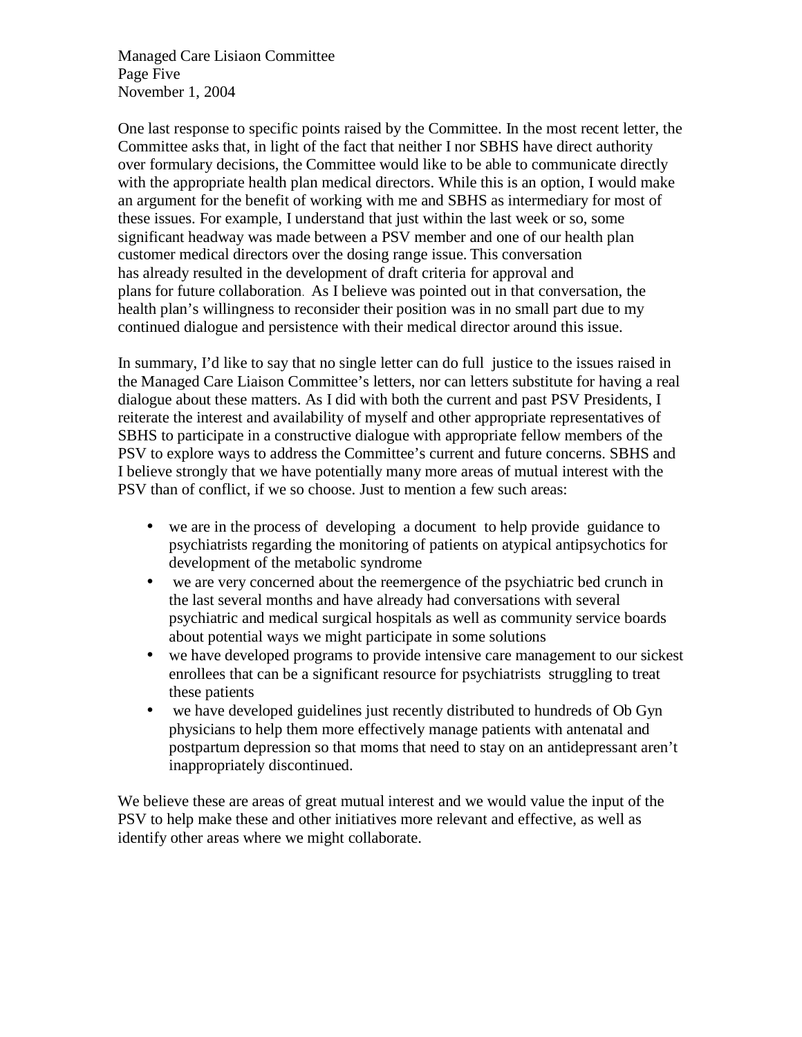One last response to specific points raised by the Committee. In the most recent letter, the Committee asks that, in light of the fact that neither I nor SBHS have direct authority over formulary decisions, the Committee would like to be able to communicate directly with the appropriate health plan medical directors. While this is an option, I would make an argument for the benefit of working with me and SBHS as intermediary for most of these issues. For example, I understand that just within the last week or so, some significant headway was made between a PSV member and one of our health plan customer medical directors over the dosing range issue. This conversation has already resulted in the development of draft criteria for approval and plans for future collaboration. As I believe was pointed out in that conversation, the health plan's willingness to reconsider their position was in no small part due to my continued dialogue and persistence with their medical director around this issue.

In summary, I'd like to say that no single letter can do full justice to the issues raised in the Managed Care Liaison Committee's letters, nor can letters substitute for having a real dialogue about these matters. As I did with both the current and past PSV Presidents, I reiterate the interest and availability of myself and other appropriate representatives of SBHS to participate in a constructive dialogue with appropriate fellow members of the PSV to explore ways to address the Committee's current and future concerns. SBHS and I believe strongly that we have potentially many more areas of mutual interest with the PSV than of conflict, if we so choose. Just to mention a few such areas:

- we are in the process of developing a document to help provide guidance to psychiatrists regarding the monitoring of patients on atypical antipsychotics for development of the metabolic syndrome
- we are very concerned about the reemergence of the psychiatric bed crunch in the last several months and have already had conversations with several psychiatric and medical surgical hospitals as well as community service boards about potential ways we might participate in some solutions
- we have developed programs to provide intensive care management to our sickest enrollees that can be a significant resource for psychiatrists struggling to treat these patients
- we have developed guidelines just recently distributed to hundreds of Ob Gyn physicians to help them more effectively manage patients with antenatal and postpartum depression so that moms that need to stay on an antidepressant aren't inappropriately discontinued.

We believe these are areas of great mutual interest and we would value the input of the PSV to help make these and other initiatives more relevant and effective, as well as identify other areas where we might collaborate.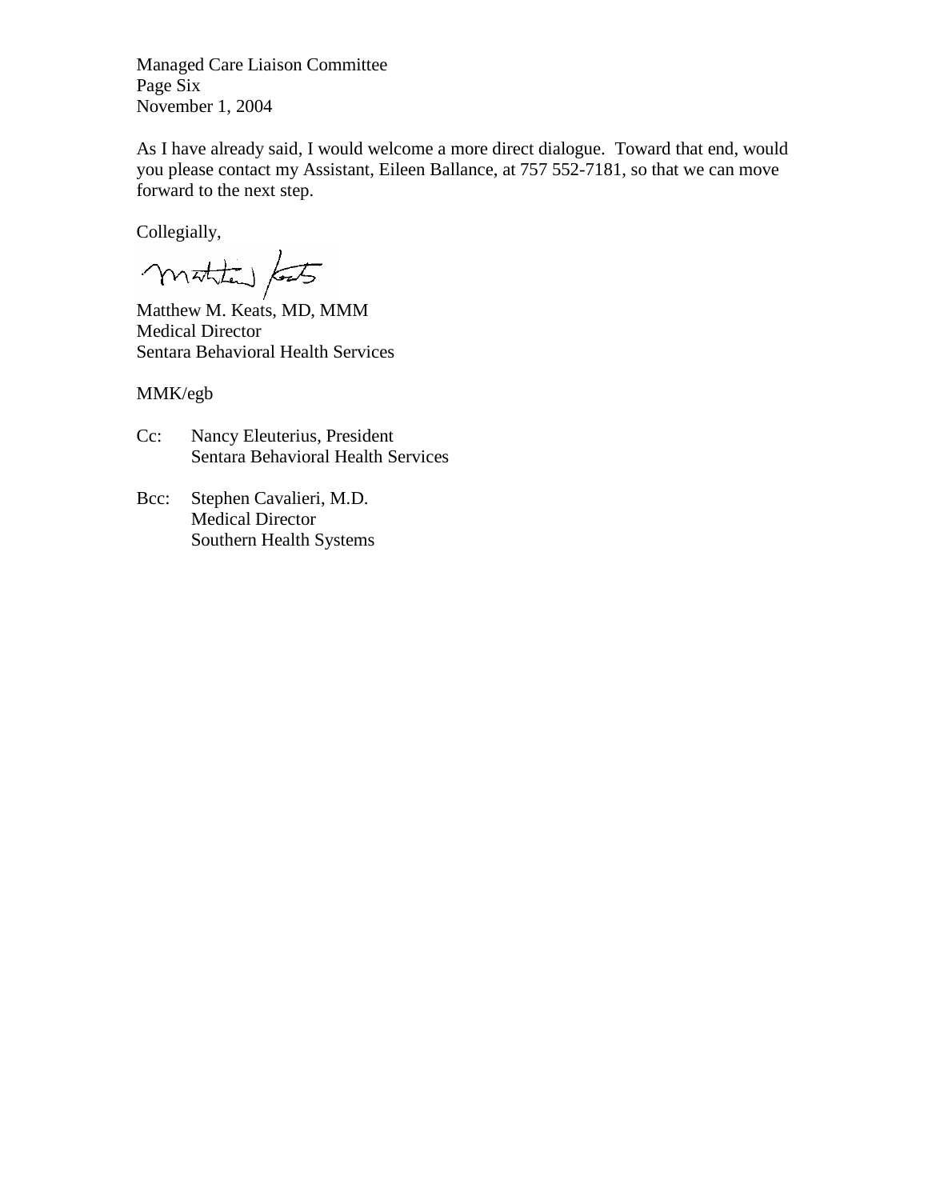As I have already said, I would welcome a more direct dialogue. Toward that end, would you please contact my Assistant, Eileen Ballance, at 757 552-7181, so that we can move forward to the next step.

Collegially,

Matthew M. Keats, MD, MMM
Medical Director
Sentara Behavioral Health Services

MMK/egb

Cc: Nancy Eleuterius, President
Sentara Behavioral Health Services

Bcc: Stephen Cavalieri, M.D.
Medical Director
Southern Health Systems